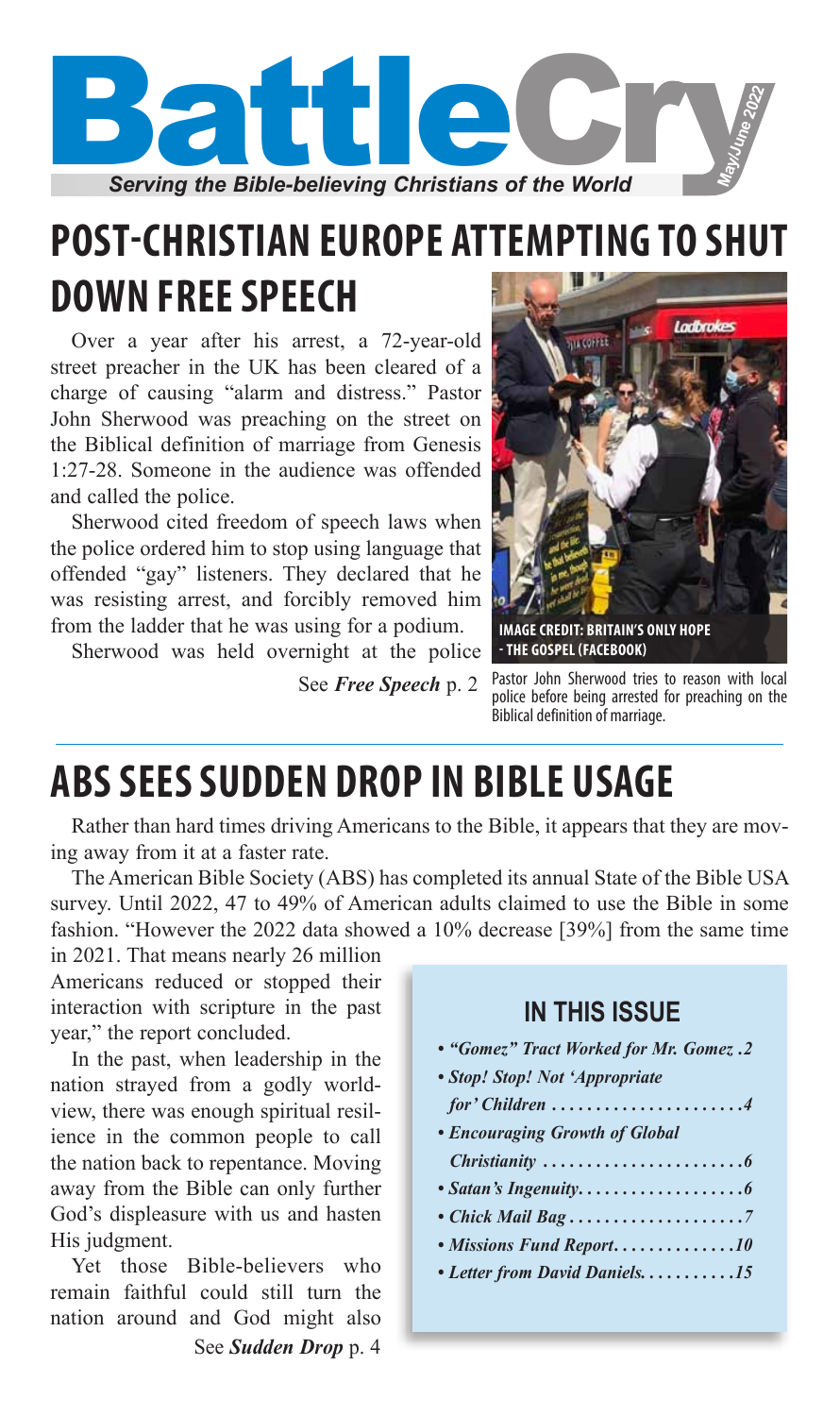# BattleCry

*Serving the Bible-believing Christians of the World*

*May/June 2022*

## POST-CHRISTIAN EUROPE ATTEMPTING TO SHUT DOWN FREE SPEECH

Over a year after his arrest, a 72-year-old street preacher in the UK has been cleared of a charge of causing "alarm and distress." Pastor John Sherwood was preaching on the street on the Biblical definition of marriage from Genesis 1:27-28. Someone in the audience was offended and called the police.

Sherwood cited freedom of speech laws when the police ordered him to stop using language that offended "gay" listeners. They declared that he was resisting arrest, and forcibly removed him from the ladder that he was using for a podium.

Sherwood was held overnight at the police

See ***Free Speech*** p. 2

IMAGE CREDIT: BRITAIN'S ONLY HOPE - THE GOSPEL (FACEBOOK)

Pastor John Sherwood tries to reason with local police before being arrested for preaching on the Biblical definition of marriage.

## ABS SEES SUDDEN DROP IN BIBLE USAGE

Rather than hard times driving Americans to the Bible, it appears that they are moving away from it at a faster rate.

The American Bible Society (ABS) has completed its annual State of the Bible USA survey. Until 2022, 47 to 49% of American adults claimed to use the Bible in some fashion. "However the 2022 data showed a 10% decrease [39%] from the same time in 2021. That means nearly 26 million Americans reduced or stopped their interaction with scripture in the past year," the report concluded.

In the past, when leadership in the nation strayed from a godly worldview, there was enough spiritual resilience in the common people to call the nation back to repentance. Moving away from the Bible can only further God's displeasure with us and hasten His judgment.

Yet those Bible-believers who remain faithful could still turn the nation around and God might also

See ***Sudden Drop*** p. 4

### IN THIS ISSUE

- *"Gomez" Tract Worked for Mr. Gomez . 2*
- *Stop! Stop! Not 'Appropriate for' Children . . . . . . . . . . . . . . . . . . . . . . 4*
- *Encouraging Growth of Global Christianity . . . . . . . . . . . . . . . . . . . . . . 6*
- *Satan's Ingenuity. . . . . . . . . . . . . . . . . . . 6*
- *Chick Mail Bag . . . . . . . . . . . . . . . . . . . . 7*
- *Missions Fund Report. . . . . . . . . . . . . . 10*
- *Letter from David Daniels. . . . . . . . . . . 15*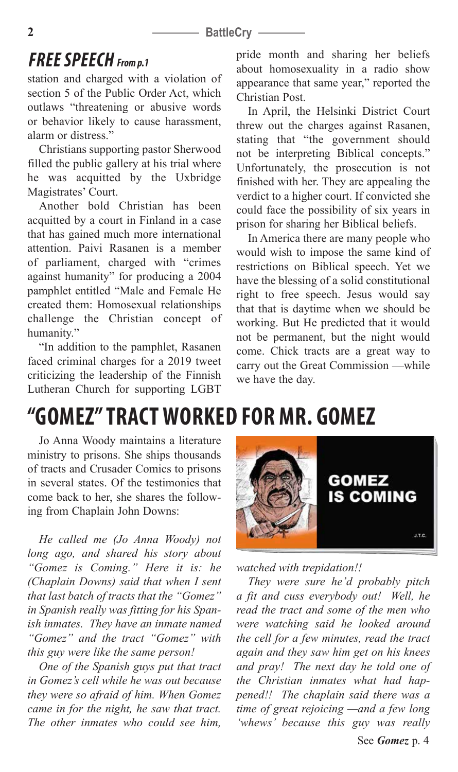## FREE SPEECH *From p.1*

station and charged with a violation of section 5 of the Public Order Act, which outlaws "threatening or abusive words or behavior likely to cause harassment, alarm or distress."

Christians supporting pastor Sherwood filled the public gallery at his trial where he was acquitted by the Uxbridge Magistrates' Court.

Another bold Christian has been acquitted by a court in Finland in a case that has gained much more international attention. Paivi Rasanen is a member of parliament, charged with "crimes against humanity" for producing a 2004 pamphlet entitled "Male and Female He created them: Homosexual relationships challenge the Christian concept of humanity."

"In addition to the pamphlet, Rasanen faced criminal charges for a 2019 tweet criticizing the leadership of the Finnish Lutheran Church for supporting LGBT pride month and sharing her beliefs about homosexuality in a radio show appearance that same year," reported the Christian Post.

In April, the Helsinki District Court threw out the charges against Rasanen, stating that "the government should not be interpreting Biblical concepts." Unfortunately, the prosecution is not finished with her. They are appealing the verdict to a higher court. If convicted she could face the possibility of six years in prison for sharing her Biblical beliefs.

In America there are many people who would wish to impose the same kind of restrictions on Biblical speech. Yet we have the blessing of a solid constitutional right to free speech. Jesus would say that that is daytime when we should be working. But He predicted that it would not be permanent, but the night would come. Chick tracts are a great way to carry out the Great Commission —while we have the day.

# "GOMEZ" TRACT WORKED FOR MR. GOMEZ

Jo Anna Woody maintains a literature ministry to prisons. She ships thousands of tracts and Crusader Comics to prisons in several states. Of the testimonies that come back to her, she shares the following from Chaplain John Downs:

*He called me (Jo Anna Woody) not long ago, and shared his story about "Gomez is Coming." Here it is: he (Chaplain Downs) said that when I sent that last batch of tracts that the "Gomez" in Spanish really was fitting for his Spanish inmates. They have an inmate named "Gomez" and the tract "Gomez" with this guy were like the same person!*

*One of the Spanish guys put that tract in Gomez's cell while he was out because they were so afraid of him. When Gomez came in for the night, he saw that tract. The other inmates who could see him, watched with trepidation!!*

*They were sure he'd probably pitch a fit and cuss everybody out! Well, he read the tract and some of the men who were watching said he looked around the cell for a few minutes, read the tract again and they saw him get on his knees and pray! The next day he told one of the Christian inmates what had happened!! The chaplain said there was a time of great rejoicing —and a few long 'whews' because this guy was really*

See ***Gomez*** p. 4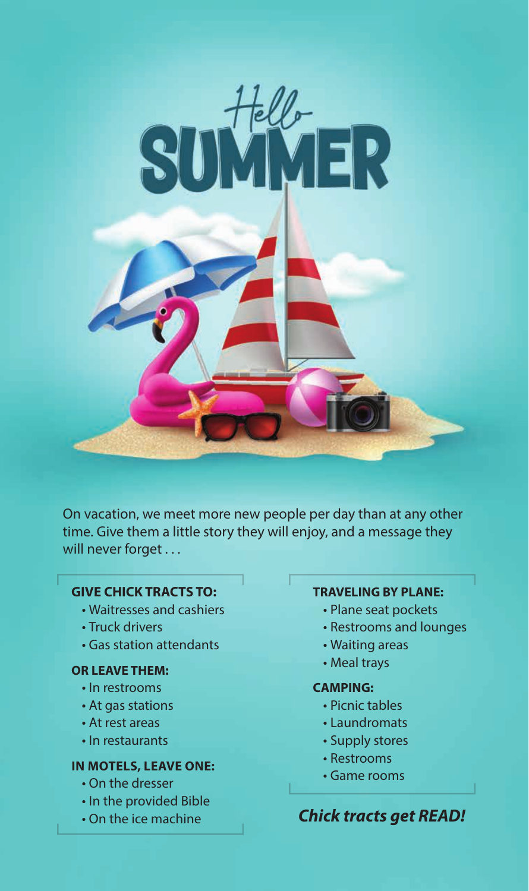# *Hello* SUMMER

On vacation, we meet more new people per day than at any other time. Give them a little story they will enjoy, and a message they will never forget . . .

**GIVE CHICK TRACTS TO:**

- Waitresses and cashiers
- Truck drivers
- Gas station attendants

**OR LEAVE THEM:**

- In restrooms
- At gas stations
- At rest areas
- In restaurants

**IN MOTELS, LEAVE ONE:**

- On the dresser
- In the provided Bible
- On the ice machine

**TRAVELING BY PLANE:**

- Plane seat pockets
- Restrooms and lounges
- Waiting areas
- Meal trays

**CAMPING:**

- Picnic tables
- Laundromats
- Supply stores
- Restrooms
- Game rooms

***Chick tracts get READ!***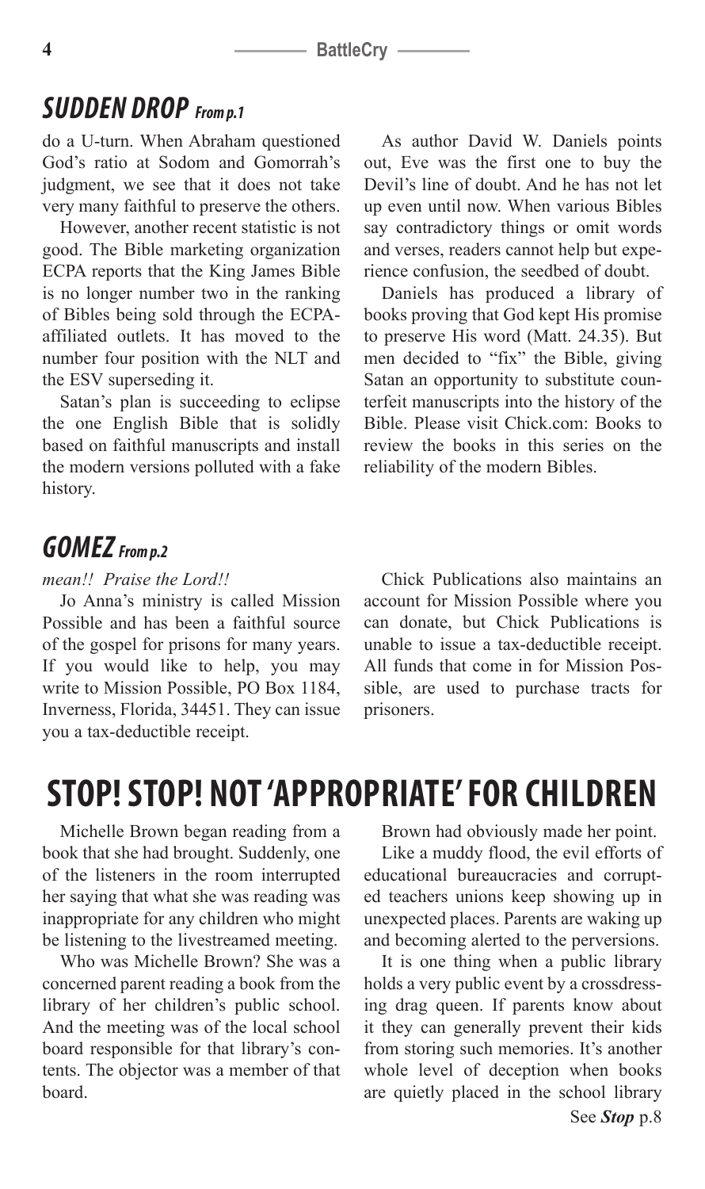## *SUDDEN DROP From p.1*

do a U-turn. When Abraham questioned God's ratio at Sodom and Gomorrah's judgment, we see that it does not take very many faithful to preserve the others.

However, another recent statistic is not good. The Bible marketing organization ECPA reports that the King James Bible is no longer number two in the ranking of Bibles being sold through the ECPA-affiliated outlets. It has moved to the number four position with the NLT and the ESV superseding it.

Satan's plan is succeeding to eclipse the one English Bible that is solidly based on faithful manuscripts and install the modern versions polluted with a fake history.

As author David W. Daniels points out, Eve was the first one to buy the Devil's line of doubt. And he has not let up even until now. When various Bibles say contradictory things or omit words and verses, readers cannot help but experience confusion, the seedbed of doubt.

Daniels has produced a library of books proving that God kept His promise to preserve His word (Matt. 24.35). But men decided to "fix" the Bible, giving Satan an opportunity to substitute counterfeit manuscripts into the history of the Bible. Please visit Chick.com: Books to review the books in this series on the reliability of the modern Bibles.

## *GOMEZ From p.2*

*mean!! Praise the Lord!!*

Jo Anna's ministry is called Mission Possible and has been a faithful source of the gospel for prisons for many years. If you would like to help, you may write to Mission Possible, PO Box 1184, Inverness, Florida, 34451. They can issue you a tax-deductible receipt.

Chick Publications also maintains an account for Mission Possible where you can donate, but Chick Publications is unable to issue a tax-deductible receipt. All funds that come in for Mission Possible, are used to purchase tracts for prisoners.

# STOP! STOP! NOT 'APPROPRIATE' FOR CHILDREN

Michelle Brown began reading from a book that she had brought. Suddenly, one of the listeners in the room interrupted her saying that what she was reading was inappropriate for any children who might be listening to the livestreamed meeting.

Who was Michelle Brown? She was a concerned parent reading a book from the library of her children's public school. And the meeting was of the local school board responsible for that library's contents. The objector was a member of that board.

Brown had obviously made her point.

Like a muddy flood, the evil efforts of educational bureaucracies and corrupted teachers unions keep showing up in unexpected places. Parents are waking up and becoming alerted to the perversions.

It is one thing when a public library holds a very public event by a crossdressing drag queen. If parents know about it they can generally prevent their kids from storing such memories. It's another whole level of deception when books are quietly placed in the school library

See ***Stop*** p.8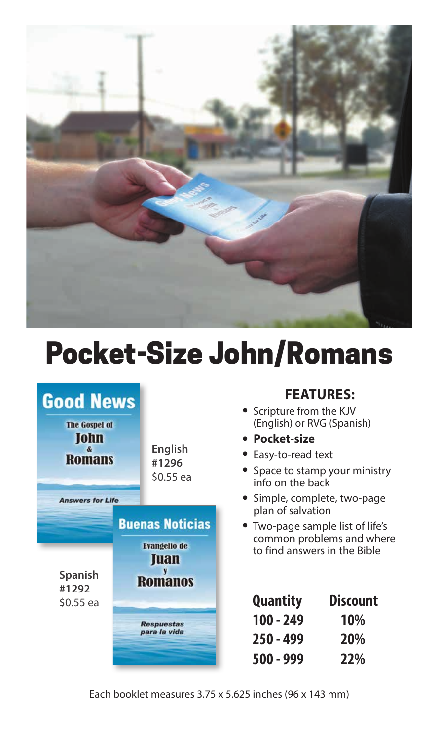# Pocket-Size John/Romans

**Good News**

The Gospel of John & Romans

*Answers for Life*

**English**
**#1296**
$0.55 ea

**Buenas Noticias**

Evangelio de Juan y Romanos

*Respuestas para la vida*

**Spanish**
**#1292**
$0.55 ea

## FEATURES:

- Scripture from the KJV (English) or RVG (Spanish)
- **Pocket-size**
- Easy-to-read text
- Space to stamp your ministry info on the back
- Simple, complete, two-page plan of salvation
- Two-page sample list of life's common problems and where to find answers in the Bible

| Quantity | Discount |
|---|---|
| 100 - 249 | 10% |
| 250 - 499 | 20% |
| 500 - 999 | 22% |

Each booklet measures 3.75 x 5.625 inches (96 x 143 mm)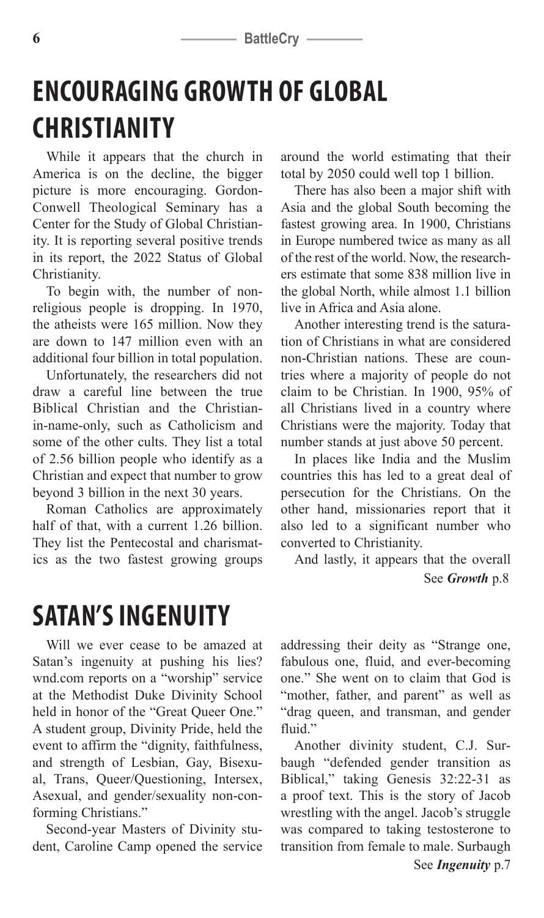# ENCOURAGING GROWTH OF GLOBAL CHRISTIANITY

While it appears that the church in America is on the decline, the bigger picture is more encouraging. Gordon-Conwell Theological Seminary has a Center for the Study of Global Christianity. It is reporting several positive trends in its report, the 2022 Status of Global Christianity.

To begin with, the number of non-religious people is dropping. In 1970, the atheists were 165 million. Now they are down to 147 million even with an additional four billion in total population.

Unfortunately, the researchers did not draw a careful line between the true Biblical Christian and the Christian-in-name-only, such as Catholicism and some of the other cults. They list a total of 2.56 billion people who identify as a Christian and expect that number to grow beyond 3 billion in the next 30 years.

Roman Catholics are approximately half of that, with a current 1.26 billion. They list the Pentecostal and charismatics as the two fastest growing groups around the world estimating that their total by 2050 could well top 1 billion.

There has also been a major shift with Asia and the global South becoming the fastest growing area. In 1900, Christians in Europe numbered twice as many as all of the rest of the world. Now, the researchers estimate that some 838 million live in the global North, while almost 1.1 billion live in Africa and Asia alone.

Another interesting trend is the saturation of Christians in what are considered non-Christian nations. These are countries where a majority of people do not claim to be Christian. In 1900, 95% of all Christians lived in a country where Christians were the majority. Today that number stands at just above 50 percent.

In places like India and the Muslim countries this has led to a great deal of persecution for the Christians. On the other hand, missionaries report that it also led to a significant number who converted to Christianity.

And lastly, it appears that the overall

See ***Growth*** p.8

# SATAN'S INGENUITY

Will we ever cease to be amazed at Satan's ingenuity at pushing his lies? wnd.com reports on a "worship" service at the Methodist Duke Divinity School held in honor of the "Great Queer One." A student group, Divinity Pride, held the event to affirm the "dignity, faithfulness, and strength of Lesbian, Gay, Bisexual, Trans, Queer/Questioning, Intersex, Asexual, and gender/sexuality non-conforming Christians."

Second-year Masters of Divinity student, Caroline Camp opened the service addressing their deity as "Strange one, fabulous one, fluid, and ever-becoming one." She went on to claim that God is "mother, father, and parent" as well as "drag queen, and transman, and gender fluid."

Another divinity student, C.J. Surbaugh "defended gender transition as Biblical," taking Genesis 32:22-31 as a proof text. This is the story of Jacob wrestling with the angel. Jacob's struggle was compared to taking testosterone to transition from female to male. Surbaugh

See ***Ingenuity*** p.7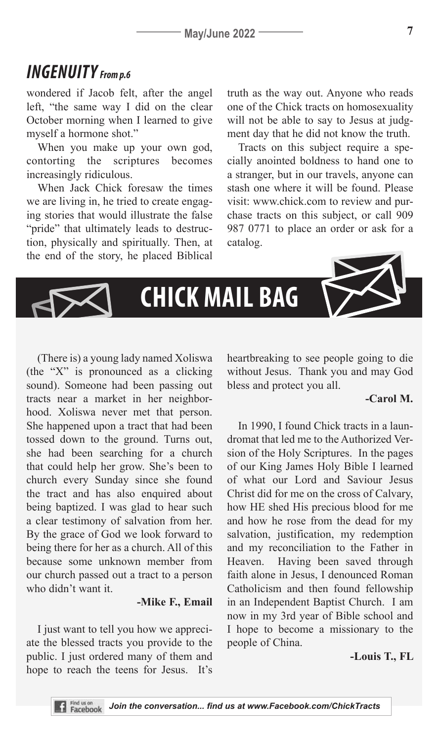## *INGENUITY From p.6*

wondered if Jacob felt, after the angel left, "the same way I did on the clear October morning when I learned to give myself a hormone shot."

When you make up your own god, contorting the scriptures becomes increasingly ridiculous.

When Jack Chick foresaw the times we are living in, he tried to create engaging stories that would illustrate the false "pride" that ultimately leads to destruction, physically and spiritually. Then, at the end of the story, he placed Biblical truth as the way out. Anyone who reads one of the Chick tracts on homosexuality will not be able to say to Jesus at judgment day that he did not know the truth.

Tracts on this subject require a specially anointed boldness to hand one to a stranger, but in our travels, anyone can stash one where it will be found. Please visit: www.chick.com to review and purchase tracts on this subject, or call 909 987 0771 to place an order or ask for a catalog.

# CHICK MAIL BAG

(There is) a young lady named Xoliswa (the "X" is pronounced as a clicking sound). Someone had been passing out tracts near a market in her neighborhood. Xoliswa never met that person. She happened upon a tract that had been tossed down to the ground. Turns out, she had been searching for a church that could help her grow. She's been to church every Sunday since she found the tract and has also enquired about being baptized. I was glad to hear such a clear testimony of salvation from her. By the grace of God we look forward to being there for her as a church. All of this because some unknown member from our church passed out a tract to a person who didn't want it.

**-Mike F., Email**

I just want to tell you how we appreciate the blessed tracts you provide to the public. I just ordered many of them and hope to reach the teens for Jesus. It's heartbreaking to see people going to die without Jesus. Thank you and may God bless and protect you all.

**-Carol M.**

In 1990, I found Chick tracts in a laundromat that led me to the Authorized Version of the Holy Scriptures. In the pages of our King James Holy Bible I learned of what our Lord and Saviour Jesus Christ did for me on the cross of Calvary, how HE shed His precious blood for me and how he rose from the dead for my salvation, justification, my redemption and my reconciliation to the Father in Heaven. Having been saved through faith alone in Jesus, I denounced Roman Catholicism and then found fellowship in an Independent Baptist Church. I am now in my 3rd year of Bible school and I hope to become a missionary to the people of China.

**-Louis T., FL**

*Join the conversation... find us at www.Facebook.com/ChickTracts*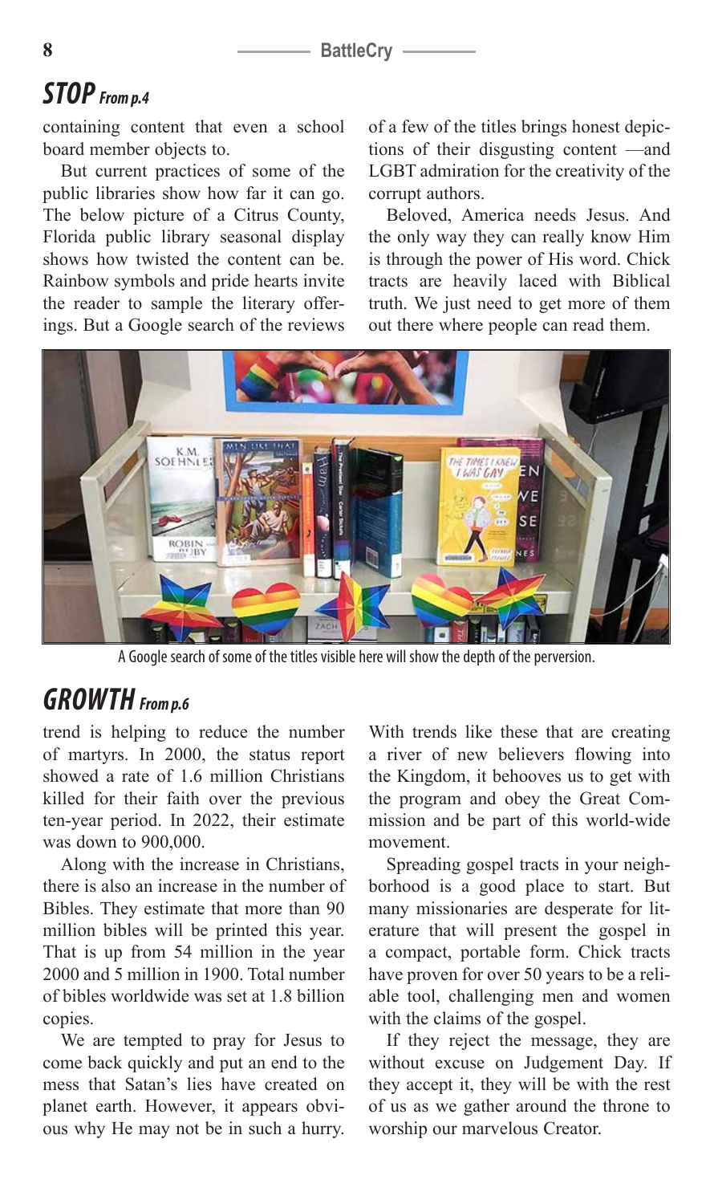## STOP *From p.4*

containing content that even a school board member objects to.

But current practices of some of the public libraries show how far it can go. The below picture of a Citrus County, Florida public library seasonal display shows how twisted the content can be. Rainbow symbols and pride hearts invite the reader to sample the literary offerings. But a Google search of the reviews of a few of the titles brings honest depictions of their disgusting content —and LGBT admiration for the creativity of the corrupt authors.

Beloved, America needs Jesus. And the only way they can really know Him is through the power of His word. Chick tracts are heavily laced with Biblical truth. We just need to get more of them out there where people can read them.

A Google search of some of the titles visible here will show the depth of the perversion.

## GROWTH *From p.6*

trend is helping to reduce the number of martyrs. In 2000, the status report showed a rate of 1.6 million Christians killed for their faith over the previous ten-year period. In 2022, their estimate was down to 900,000.

Along with the increase in Christians, there is also an increase in the number of Bibles. They estimate that more than 90 million bibles will be printed this year. That is up from 54 million in the year 2000 and 5 million in 1900. Total number of bibles worldwide was set at 1.8 billion copies.

We are tempted to pray for Jesus to come back quickly and put an end to the mess that Satan's lies have created on planet earth. However, it appears obvious why He may not be in such a hurry. With trends like these that are creating a river of new believers flowing into the Kingdom, it behooves us to get with the program and obey the Great Commission and be part of this world-wide movement.

Spreading gospel tracts in your neighborhood is a good place to start. But many missionaries are desperate for literature that will present the gospel in a compact, portable form. Chick tracts have proven for over 50 years to be a reliable tool, challenging men and women with the claims of the gospel.

If they reject the message, they are without excuse on Judgement Day. If they accept it, they will be with the rest of us as we gather around the throne to worship our marvelous Creator.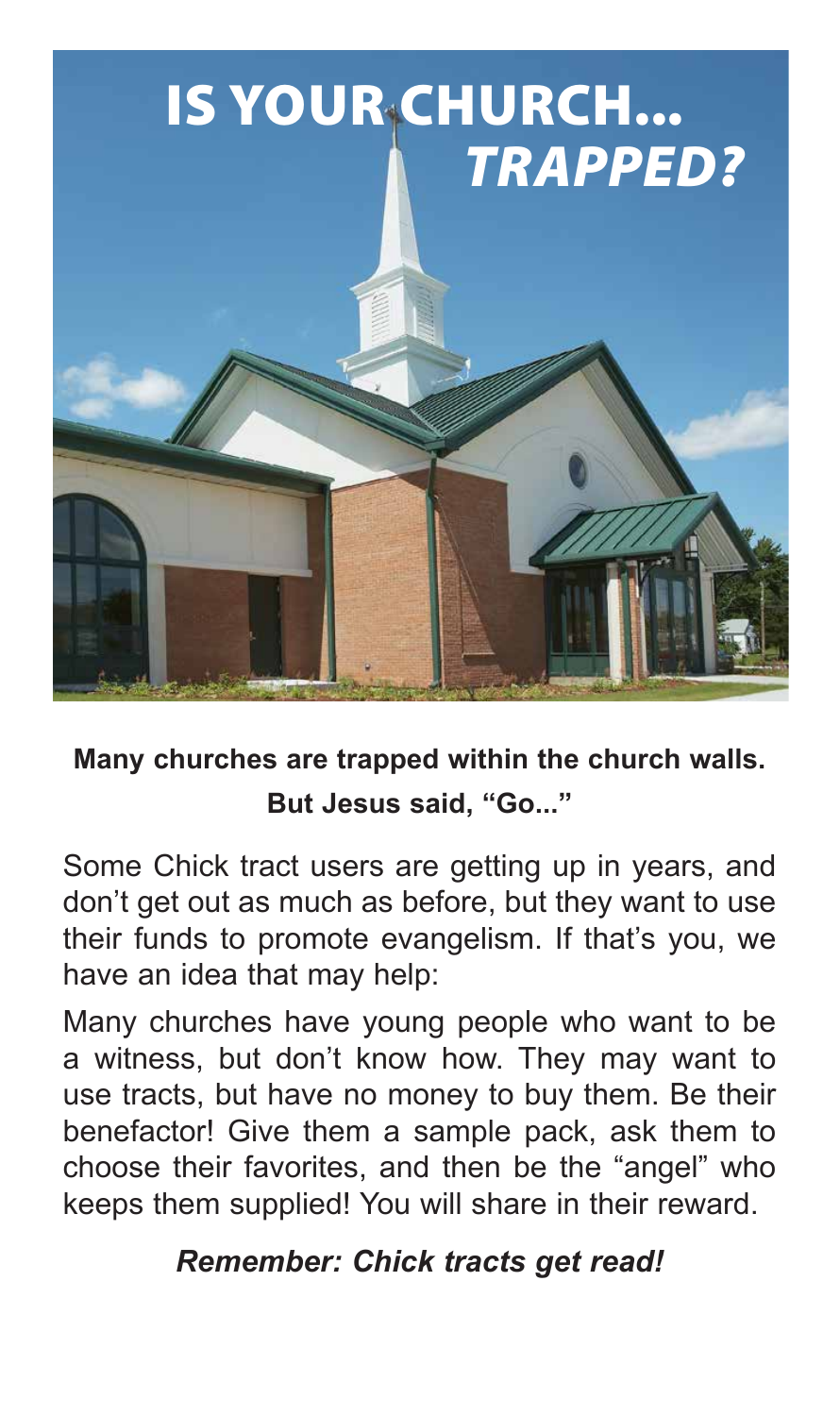# IS YOUR CHURCH... *TRAPPED?*

**Many churches are trapped within the church walls. But Jesus said, "Go..."**

Some Chick tract users are getting up in years, and don't get out as much as before, but they want to use their funds to promote evangelism. If that's you, we have an idea that may help:

Many churches have young people who want to be a witness, but don't know how. They may want to use tracts, but have no money to buy them. Be their benefactor! Give them a sample pack, ask them to choose their favorites, and then be the "angel" who keeps them supplied! You will share in their reward.

***Remember: Chick tracts get read!***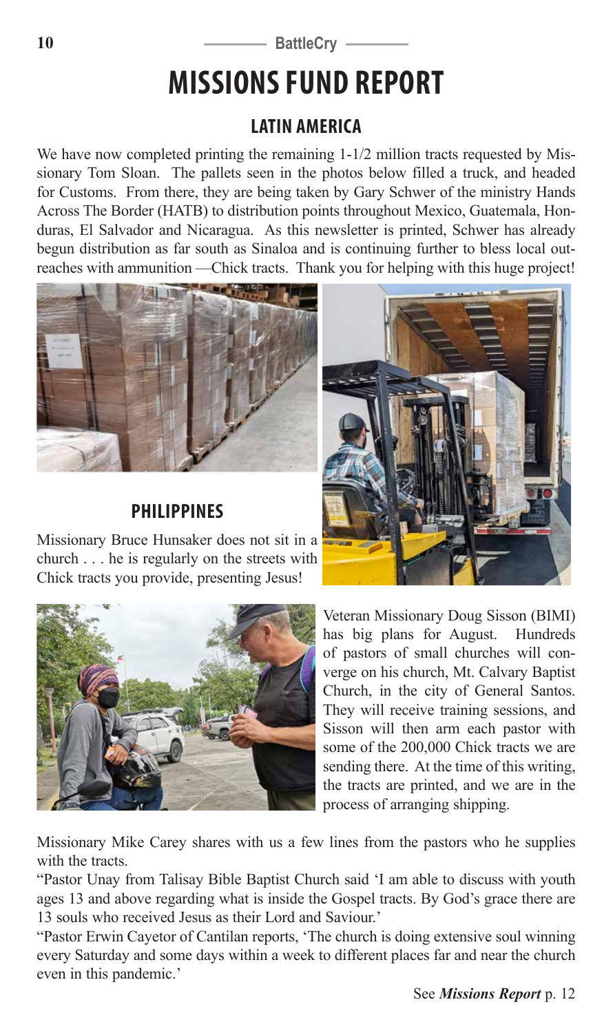# MISSIONS FUND REPORT

## LATIN AMERICA

We have now completed printing the remaining 1-1/2 million tracts requested by Missionary Tom Sloan. The pallets seen in the photos below filled a truck, and headed for Customs. From there, they are being taken by Gary Schwer of the ministry Hands Across The Border (HATB) to distribution points throughout Mexico, Guatemala, Honduras, El Salvador and Nicaragua. As this newsletter is printed, Schwer has already begun distribution as far south as Sinaloa and is continuing further to bless local outreaches with ammunition —Chick tracts. Thank you for helping with this huge project!

## PHILIPPINES

Missionary Bruce Hunsaker does not sit in a church . . . he is regularly on the streets with Chick tracts you provide, presenting Jesus!

Veteran Missionary Doug Sisson (BIMI) has big plans for August. Hundreds of pastors of small churches will converge on his church, Mt. Calvary Baptist Church, in the city of General Santos. They will receive training sessions, and Sisson will then arm each pastor with some of the 200,000 Chick tracts we are sending there. At the time of this writing, the tracts are printed, and we are in the process of arranging shipping.

Missionary Mike Carey shares with us a few lines from the pastors who he supplies with the tracts.

"Pastor Unay from Talisay Bible Baptist Church said 'I am able to discuss with youth ages 13 and above regarding what is inside the Gospel tracts. By God's grace there are 13 souls who received Jesus as their Lord and Saviour.'

"Pastor Erwin Cayetor of Cantilan reports, 'The church is doing extensive soul winning every Saturday and some days within a week to different places far and near the church even in this pandemic.'

See ***Missions Report*** p. 12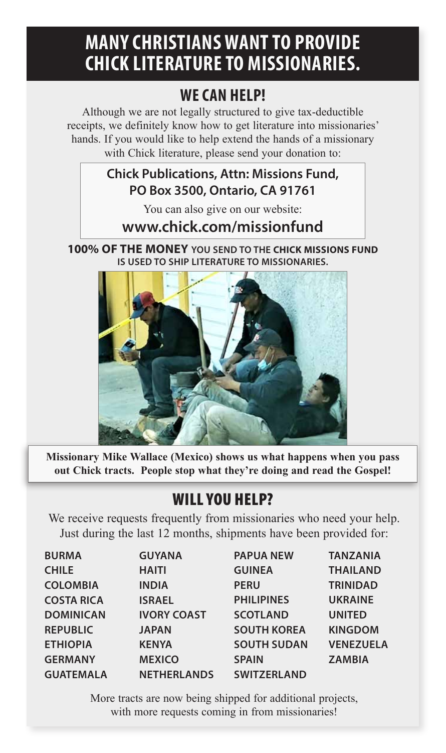# MANY CHRISTIANS WANT TO PROVIDE CHICK LITERATURE TO MISSIONARIES.

## WE CAN HELP!

Although we are not legally structured to give tax-deductible receipts, we definitely know how to get literature into missionaries' hands. If you would like to help extend the hands of a missionary with Chick literature, please send your donation to:

**Chick Publications, Attn: Missions Fund, PO Box 3500, Ontario, CA 91761**

You can also give on our website:

**www.chick.com/missionfund**

**100% OF THE MONEY YOU SEND TO THE CHICK MISSIONS FUND IS USED TO SHIP LITERATURE TO MISSIONARIES.**

**Missionary Mike Wallace (Mexico) shows us what happens when you pass out Chick tracts. People stop what they're doing and read the Gospel!**

## WILL YOU HELP?

We receive requests frequently from missionaries who need your help. Just during the last 12 months, shipments have been provided for:

- **BURMA**
- **CHILE**
- **COLOMBIA**
- **COSTA RICA**
- **DOMINICAN REPUBLIC**
- **ETHIOPIA**
- **GERMANY**
- **GUATEMALA**
- **GUYANA**
- **HAITI**
- **INDIA**
- **ISRAEL**
- **IVORY COAST**
- **JAPAN**
- **KENYA**
- **MEXICO**
- **NETHERLANDS**
- **PAPUA NEW GUINEA**
- **PERU**
- **PHILIPINES**
- **SCOTLAND**
- **SOUTH KOREA**
- **SOUTH SUDAN**
- **SPAIN**
- **SWITZERLAND**
- **TANZANIA**
- **THAILAND**
- **TRINIDAD**
- **UKRAINE**
- **UNITED KINGDOM**
- **VENEZUELA**
- **ZAMBIA**

More tracts are now being shipped for additional projects, with more requests coming in from missionaries!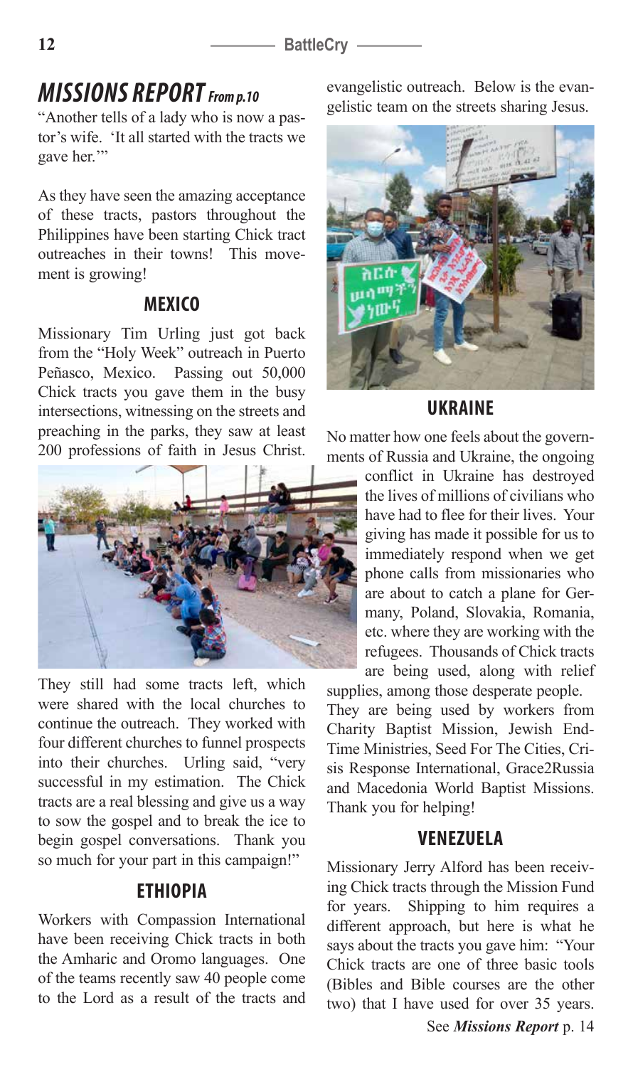## MISSIONS REPORT *From p.10*

"Another tells of a lady who is now a pastor's wife. 'It all started with the tracts we gave her.'"

As they have seen the amazing acceptance of these tracts, pastors throughout the Philippines have been starting Chick tract outreaches in their towns! This movement is growing!

### MEXICO

Missionary Tim Urling just got back from the "Holy Week" outreach in Puerto Peñasco, Mexico. Passing out 50,000 Chick tracts you gave them in the busy intersections, witnessing on the streets and preaching in the parks, they saw at least 200 professions of faith in Jesus Christ.

They still had some tracts left, which were shared with the local churches to continue the outreach. They worked with four different churches to funnel prospects into their churches. Urling said, "very successful in my estimation. The Chick tracts are a real blessing and give us a way to sow the gospel and to break the ice to begin gospel conversations. Thank you so much for your part in this campaign!"

### ETHIOPIA

Workers with Compassion International have been receiving Chick tracts in both the Amharic and Oromo languages. One of the teams recently saw 40 people come to the Lord as a result of the tracts and evangelistic outreach. Below is the evangelistic team on the streets sharing Jesus.

### UKRAINE

No matter how one feels about the governments of Russia and Ukraine, the ongoing conflict in Ukraine has destroyed the lives of millions of civilians who have had to flee for their lives. Your giving has made it possible for us to immediately respond when we get phone calls from missionaries who are about to catch a plane for Germany, Poland, Slovakia, Romania, etc. where they are working with the refugees. Thousands of Chick tracts are being used, along with relief supplies, among those desperate people. They are being used by workers from Charity Baptist Mission, Jewish End-Time Ministries, Seed For The Cities, Crisis Response International, Grace2Russia and Macedonia World Baptist Missions. Thank you for helping!

### VENEZUELA

Missionary Jerry Alford has been receiving Chick tracts through the Mission Fund for years. Shipping to him requires a different approach, but here is what he says about the tracts you gave him: "Your Chick tracts are one of three basic tools (Bibles and Bible courses are the other two) that I have used for over 35 years.

See *Missions Report* p. 14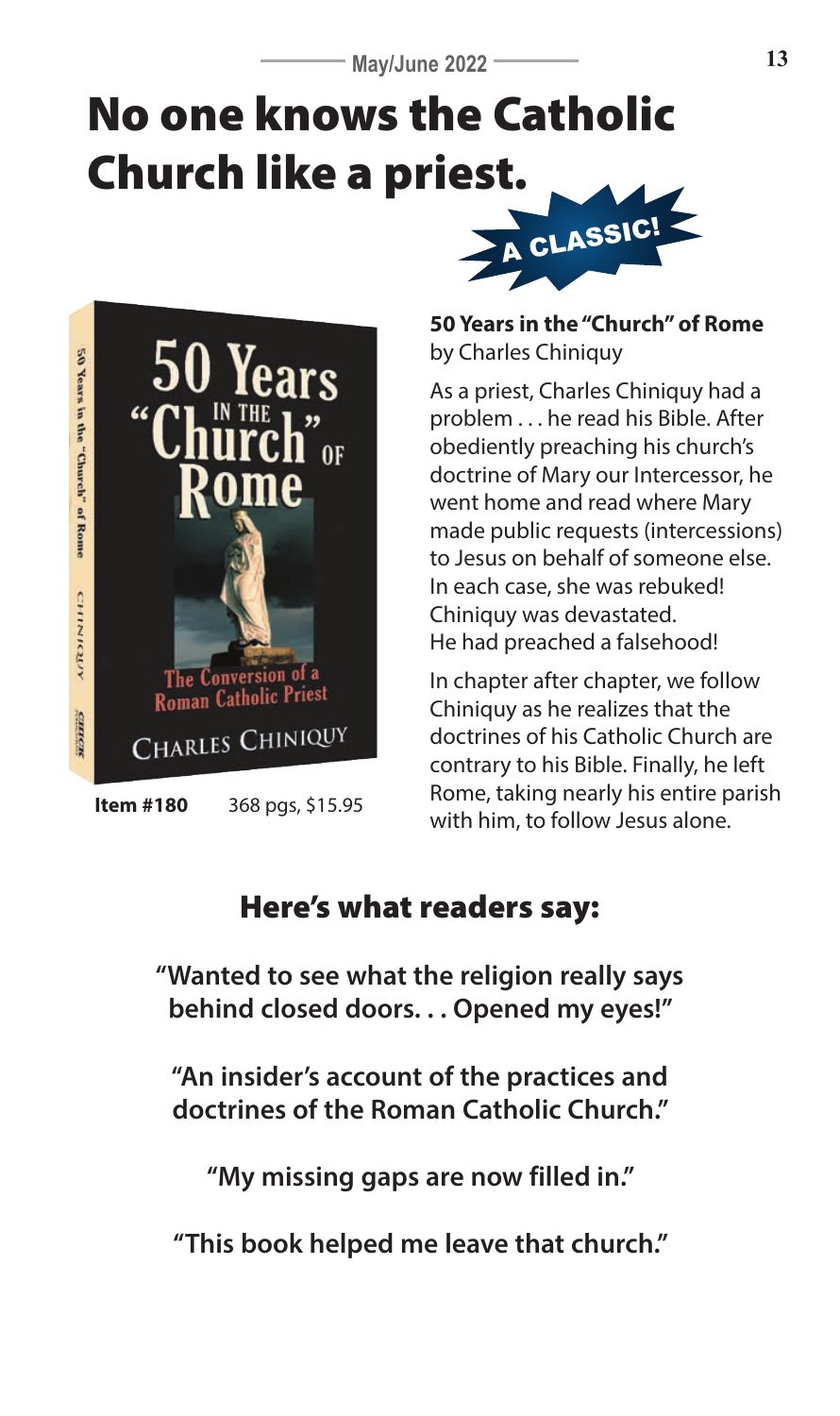# No one knows the Catholic Church like a priest.

A CLASSIC!

**50 Years in the "Church" of Rome**
by Charles Chiniquy

**Item #180** 368 pgs, $15.95

As a priest, Charles Chiniquy had a problem . . . he read his Bible. After obediently preaching his church's doctrine of Mary our Intercessor, he went home and read where Mary made public requests (intercessions) to Jesus on behalf of someone else. In each case, she was rebuked! Chiniquy was devastated. He had preached a falsehood!

In chapter after chapter, we follow Chiniquy as he realizes that the doctrines of his Catholic Church are contrary to his Bible. Finally, he left Rome, taking nearly his entire parish with him, to follow Jesus alone.

## Here's what readers say:

**"Wanted to see what the religion really says behind closed doors. . . Opened my eyes!"**

**"An insider's account of the practices and doctrines of the Roman Catholic Church."**

**"My missing gaps are now filled in."**

**"This book helped me leave that church."**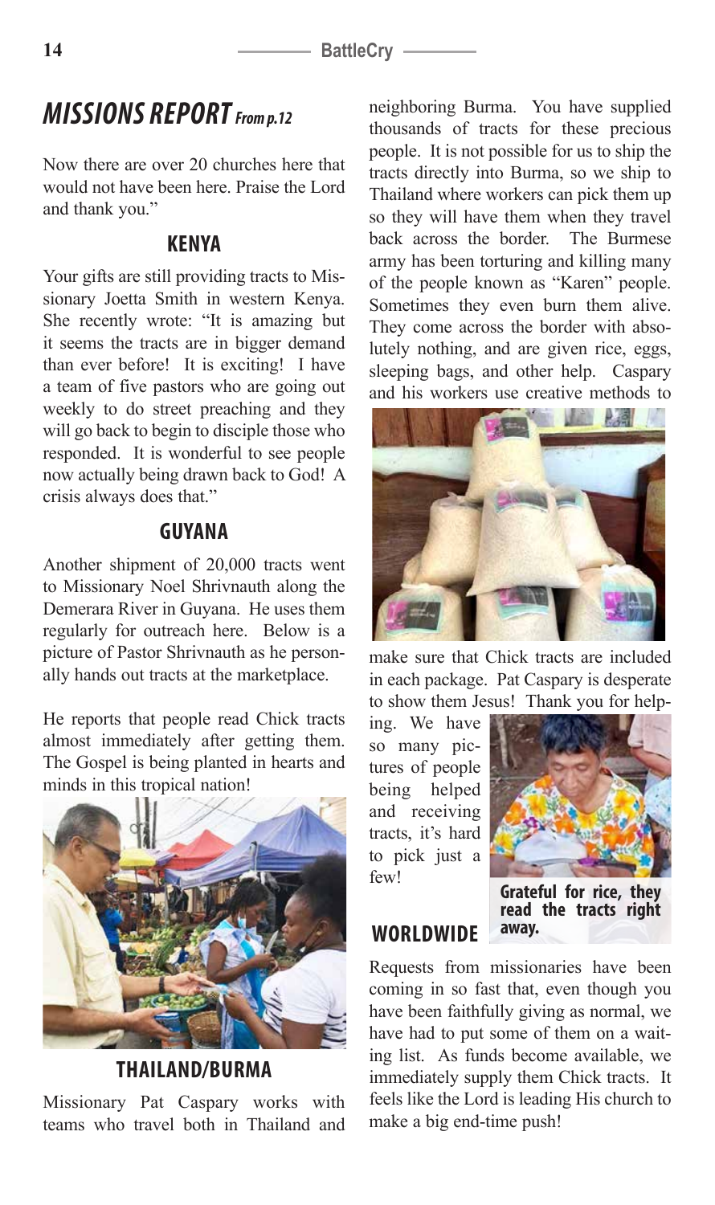## MISSIONS REPORT *From p.12*

Now there are over 20 churches here that would not have been here. Praise the Lord and thank you."

### KENYA

Your gifts are still providing tracts to Missionary Joetta Smith in western Kenya. She recently wrote: "It is amazing but it seems the tracts are in bigger demand than ever before! It is exciting! I have a team of five pastors who are going out weekly to do street preaching and they will go back to begin to disciple those who responded. It is wonderful to see people now actually being drawn back to God! A crisis always does that."

### GUYANA

Another shipment of 20,000 tracts went to Missionary Noel Shrivnauth along the Demerara River in Guyana. He uses them regularly for outreach here. Below is a picture of Pastor Shrivnauth as he personally hands out tracts at the marketplace.

He reports that people read Chick tracts almost immediately after getting them. The Gospel is being planted in hearts and minds in this tropical nation!

### THAILAND/BURMA

Missionary Pat Caspary works with teams who travel both in Thailand and neighboring Burma. You have supplied thousands of tracts for these precious people. It is not possible for us to ship the tracts directly into Burma, so we ship to Thailand where workers can pick them up so they will have them when they travel back across the border. The Burmese army has been torturing and killing many of the people known as "Karen" people. Sometimes they even burn them alive. They come across the border with absolutely nothing, and are given rice, eggs, sleeping bags, and other help. Caspary and his workers use creative methods to make sure that Chick tracts are included in each package. Pat Caspary is desperate to show them Jesus! Thank you for helping. We have so many pictures of people being helped and receiving tracts, it's hard to pick just a few!

**Grateful for rice, they read the tracts right away.**

### WORLDWIDE

Requests from missionaries have been coming in so fast that, even though you have been faithfully giving as normal, we have had to put some of them on a waiting list. As funds become available, we immediately supply them Chick tracts. It feels like the Lord is leading His church to make a big end-time push!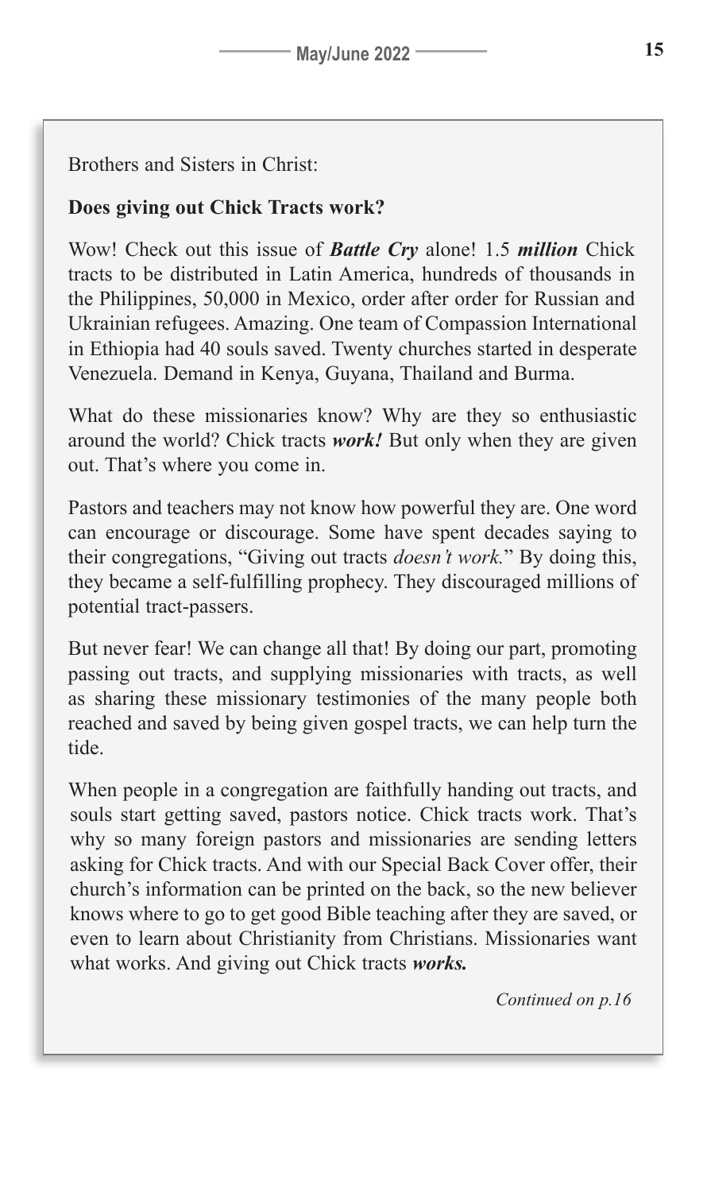Brothers and Sisters in Christ:

**Does giving out Chick Tracts work?**

Wow! Check out this issue of ***Battle Cry*** alone! 1.5 ***million*** Chick tracts to be distributed in Latin America, hundreds of thousands in the Philippines, 50,000 in Mexico, order after order for Russian and Ukrainian refugees. Amazing. One team of Compassion International in Ethiopia had 40 souls saved. Twenty churches started in desperate Venezuela. Demand in Kenya, Guyana, Thailand and Burma.

What do these missionaries know? Why are they so enthusiastic around the world? Chick tracts ***work!*** But only when they are given out. That's where you come in.

Pastors and teachers may not know how powerful they are. One word can encourage or discourage. Some have spent decades saying to their congregations, "Giving out tracts *doesn't work.*" By doing this, they became a self-fulfilling prophecy. They discouraged millions of potential tract-passers.

But never fear! We can change all that! By doing our part, promoting passing out tracts, and supplying missionaries with tracts, as well as sharing these missionary testimonies of the many people both reached and saved by being given gospel tracts, we can help turn the tide.

When people in a congregation are faithfully handing out tracts, and souls start getting saved, pastors notice. Chick tracts work. That's why so many foreign pastors and missionaries are sending letters asking for Chick tracts. And with our Special Back Cover offer, their church's information can be printed on the back, so the new believer knows where to go to get good Bible teaching after they are saved, or even to learn about Christianity from Christians. Missionaries want what works. And giving out Chick tracts ***works.***

*Continued on p.16*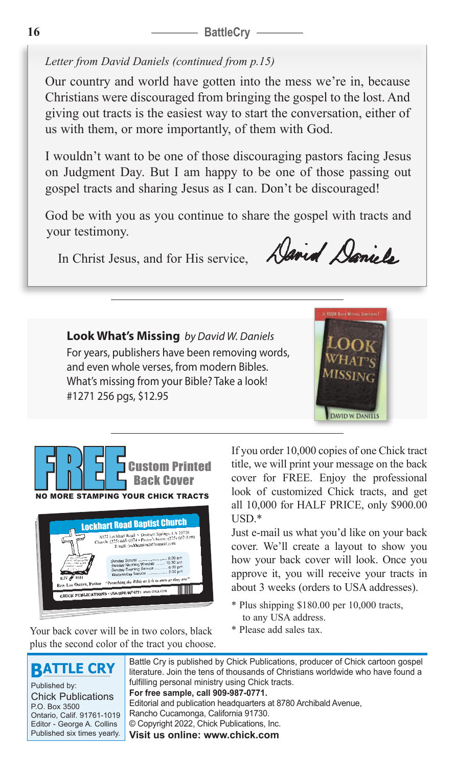*Letter from David Daniels (continued from p.15)*

Our country and world have gotten into the mess we're in, because Christians were discouraged from bringing the gospel to the lost. And giving out tracts is the easiest way to start the conversation, either of us with them, or more importantly, of them with God.

I wouldn't want to be one of those discouraging pastors facing Jesus on Judgment Day. But I am happy to be one of those passing out gospel tracts and sharing Jesus as I can. Don't be discouraged!

God be with you as you continue to share the gospel with tracts and your testimony.

In Christ Jesus, and for His service, David Daniels

---

**Look What's Missing** *by David W. Daniels*

For years, publishers have been removing words, and even whole verses, from modern Bibles. What's missing from your Bible? Take a look!
#1271 256 pgs, $12.95

---

## FREE Custom Printed Back Cover

NO MORE STAMPING YOUR CHICK TRACTS

Your back cover will be in two colors, black plus the second color of the tract you choose.

If you order 10,000 copies of one Chick tract title, we will print your message on the back cover for FREE. Enjoy the professional look of customized Chick tracts, and get all 10,000 for HALF PRICE, only $900.00 USD.*

Just e-mail us what you'd like on your back cover. We'll create a layout to show you how your back cover will look. Once you approve it, you will receive your tracts in about 3 weeks (orders to USA addresses).

\* Plus shipping $180.00 per 10,000 tracts, to any USA address.
\* Please add sales tax.

---

**BATTLE CRY**

Published by:
Chick Publications
P.O. Box 3500
Ontario, Calif. 91761-1019
Editor - George A. Collins
Published six times yearly.

Battle Cry is published by Chick Publications, producer of Chick cartoon gospel literature. Join the tens of thousands of Christians worldwide who have found a fulfilling personal ministry using Chick tracts.
**For free sample, call 909-987-0771.**
Editorial and publication headquarters at 8780 Archibald Avenue, Rancho Cucamonga, California 91730.
© Copyright 2022, Chick Publications, Inc.
**Visit us online: www.chick.com**